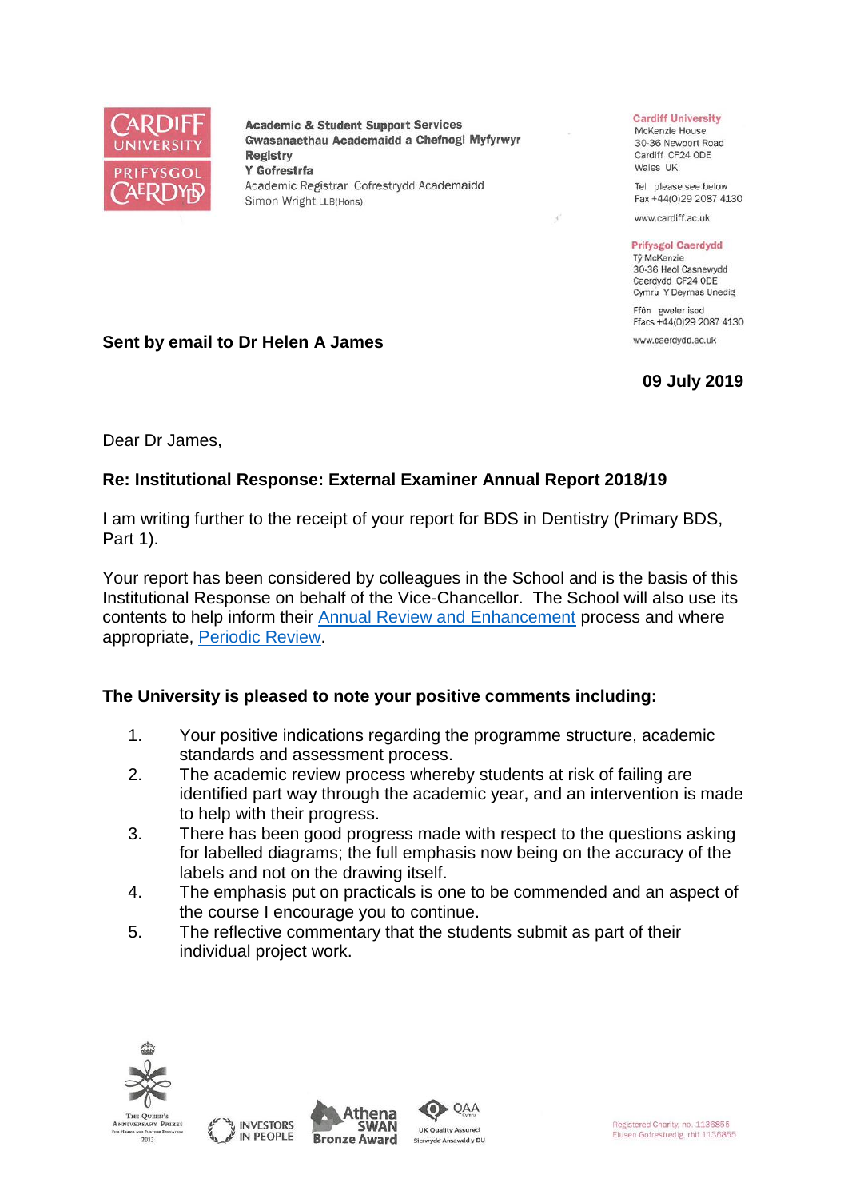Academic & Student Support Services
Gwasanaethau Academaidd a Chefnogi Myfyrwyr
Registry
Y Gofrestrfa
Academic Registrar Cofrestrydd Academaidd
Simon Wright LLB(Hons)

**Cardiff University**
McKenzie House
30-36 Newport Road
Cardiff CF24 0DE
Wales UK

Tel please see below
Fax +44(0)29 2087 4130

www.cardiff.ac.uk

**Prifysgol Caerdydd**
Tŷ McKenzie
30-36 Heol Casnewydd
Caerdydd CF24 0DE
Cymru Y Deyrnas Unedig

Ffôn gweler isod
Ffacs +44(0)29 2087 4130

www.caerdydd.ac.uk

**Sent by email to Dr Helen A James**

**09 July 2019**

Dear Dr James,

**Re: Institutional Response: External Examiner Annual Report 2018/19**

I am writing further to the receipt of your report for BDS in Dentistry (Primary BDS, Part 1).

Your report has been considered by colleagues in the School and is the basis of this Institutional Response on behalf of the Vice-Chancellor. The School will also use its contents to help inform their [Annual Review and Enhancement] process and where appropriate, [Periodic Review].

**The University is pleased to note your positive comments including:**

1. Your positive indications regarding the programme structure, academic standards and assessment process.
2. The academic review process whereby students at risk of failing are identified part way through the academic year, and an intervention is made to help with their progress.
3. There has been good progress made with respect to the questions asking for labelled diagrams; the full emphasis now being on the accuracy of the labels and not on the drawing itself.
4. The emphasis put on practicals is one to be commended and an aspect of the course I encourage you to continue.
5. The reflective commentary that the students submit as part of their individual project work.

Registered Charity, no. 1136855
Elusen Gofrestredig, rhif 1136855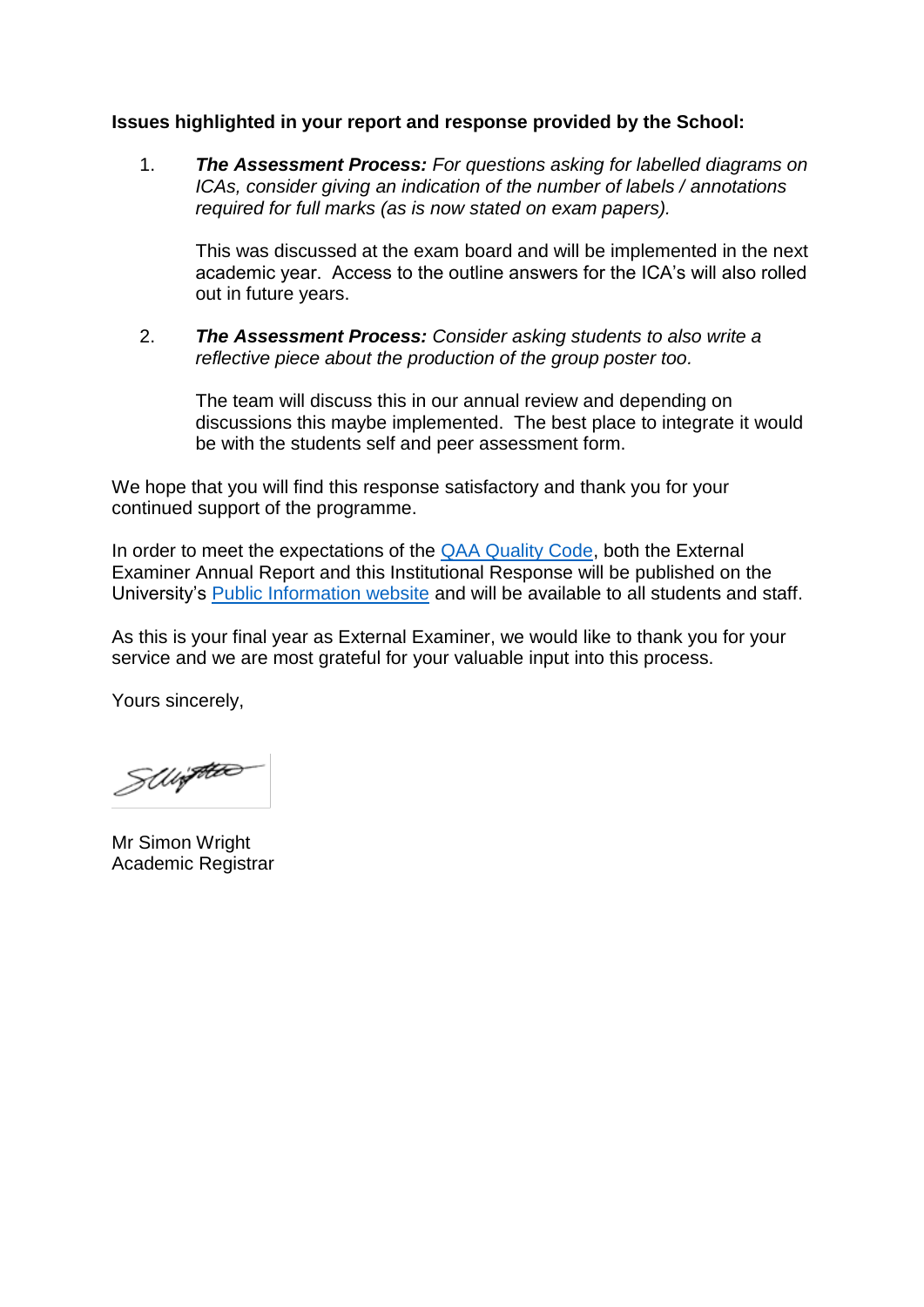**Issues highlighted in your report and response provided by the School:**

1. ***The Assessment Process:*** *For questions asking for labelled diagrams on ICAs, consider giving an indication of the number of labels / annotations required for full marks (as is now stated on exam papers).*

   This was discussed at the exam board and will be implemented in the next academic year. Access to the outline answers for the ICA's will also rolled out in future years.

2. ***The Assessment Process:*** *Consider asking students to also write a reflective piece about the production of the group poster too.*

   The team will discuss this in our annual review and depending on discussions this maybe implemented. The best place to integrate it would be with the students self and peer assessment form.

We hope that you will find this response satisfactory and thank you for your continued support of the programme.

In order to meet the expectations of the QAA Quality Code, both the External Examiner Annual Report and this Institutional Response will be published on the University's Public Information website and will be available to all students and staff.

As this is your final year as External Examiner, we would like to thank you for your service and we are most grateful for your valuable input into this process.

Yours sincerely,

Mr Simon Wright
Academic Registrar